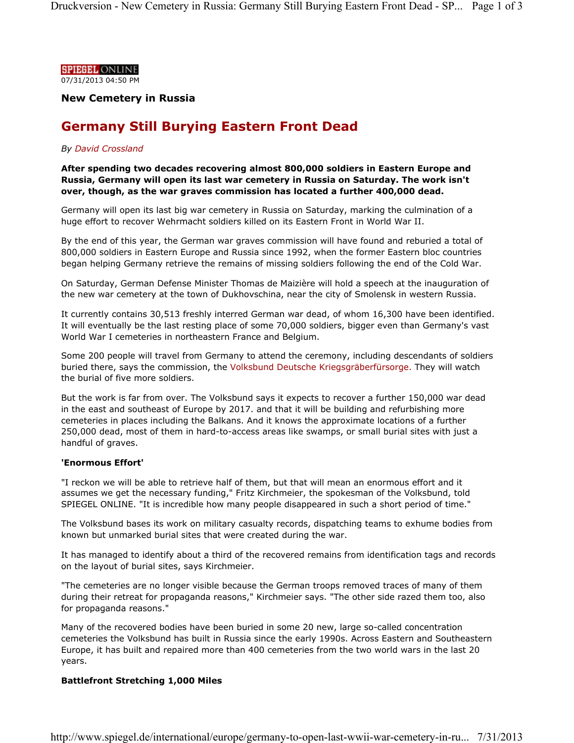SPIEGEL ONLINE

07/31/2013 04:50 PM

**New Cemetery in Russia**

# Germany Still Burying Eastern Front Dead

*By David Crossland*

**After spending two decades recovering almost 800,000 soldiers in Eastern Europe and Russia, Germany will open its last war cemetery in Russia on Saturday. The work isn't over, though, as the war graves commission has located a further 400,000 dead.**

Germany will open its last big war cemetery in Russia on Saturday, marking the culmination of a huge effort to recover Wehrmacht soldiers killed on its Eastern Front in World War II.

By the end of this year, the German war graves commission will have found and reburied a total of 800,000 soldiers in Eastern Europe and Russia since 1992, when the former Eastern bloc countries began helping Germany retrieve the remains of missing soldiers following the end of the Cold War.

On Saturday, German Defense Minister Thomas de Maizière will hold a speech at the inauguration of the new war cemetery at the town of Dukhovschina, near the city of Smolensk in western Russia.

It currently contains 30,513 freshly interred German war dead, of whom 16,300 have been identified. It will eventually be the last resting place of some 70,000 soldiers, bigger even than Germany's vast World War I cemeteries in northeastern France and Belgium.

Some 200 people will travel from Germany to attend the ceremony, including descendants of soldiers buried there, says the commission, the Volksbund Deutsche Kriegsgräberfürsorge. They will watch the burial of five more soldiers.

But the work is far from over. The Volksbund says it expects to recover a further 150,000 war dead in the east and southeast of Europe by 2017. and that it will be building and refurbishing more cemeteries in places including the Balkans. And it knows the approximate locations of a further 250,000 dead, most of them in hard-to-access areas like swamps, or small burial sites with just a handful of graves.

**'Enormous Effort'**

"I reckon we will be able to retrieve half of them, but that will mean an enormous effort and it assumes we get the necessary funding," Fritz Kirchmeier, the spokesman of the Volksbund, told SPIEGEL ONLINE. "It is incredible how many people disappeared in such a short period of time."

The Volksbund bases its work on military casualty records, dispatching teams to exhume bodies from known but unmarked burial sites that were created during the war.

It has managed to identify about a third of the recovered remains from identification tags and records on the layout of burial sites, says Kirchmeier.

"The cemeteries are no longer visible because the German troops removed traces of many of them during their retreat for propaganda reasons," Kirchmeier says. "The other side razed them too, also for propaganda reasons."

Many of the recovered bodies have been buried in some 20 new, large so-called concentration cemeteries the Volksbund has built in Russia since the early 1990s. Across Eastern and Southeastern Europe, it has built and repaired more than 400 cemeteries from the two world wars in the last 20 years.

**Battlefront Stretching 1,000 Miles**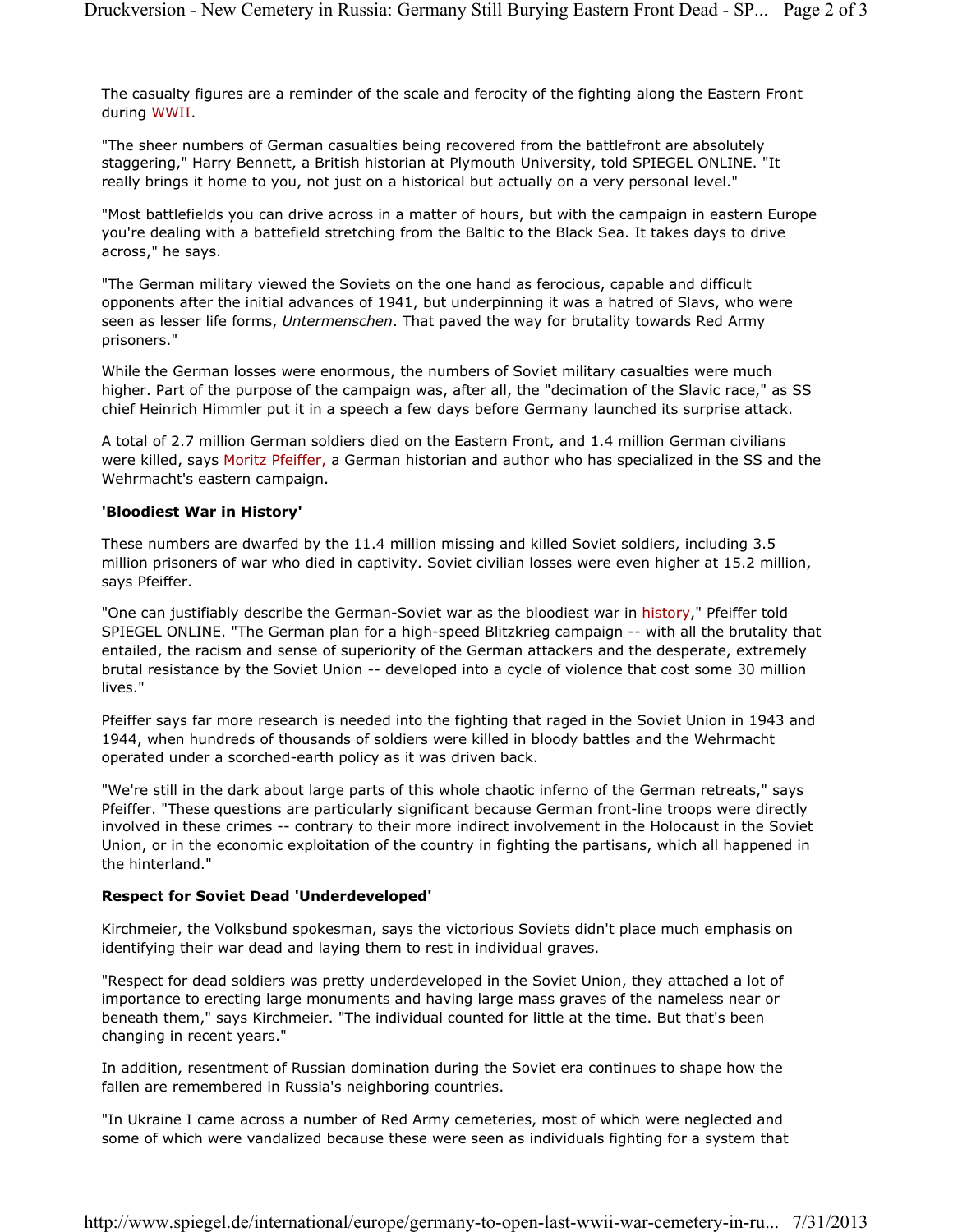The casualty figures are a reminder of the scale and ferocity of the fighting along the Eastern Front during WWII.

"The sheer numbers of German casualties being recovered from the battlefront are absolutely staggering," Harry Bennett, a British historian at Plymouth University, told SPIEGEL ONLINE. "It really brings it home to you, not just on a historical but actually on a very personal level."

"Most battlefields you can drive across in a matter of hours, but with the campaign in eastern Europe you're dealing with a battefield stretching from the Baltic to the Black Sea. It takes days to drive across," he says.

"The German military viewed the Soviets on the one hand as ferocious, capable and difficult opponents after the initial advances of 1941, but underpinning it was a hatred of Slavs, who were seen as lesser life forms, *Untermenschen*. That paved the way for brutality towards Red Army prisoners."

While the German losses were enormous, the numbers of Soviet military casualties were much higher. Part of the purpose of the campaign was, after all, the "decimation of the Slavic race," as SS chief Heinrich Himmler put it in a speech a few days before Germany launched its surprise attack.

A total of 2.7 million German soldiers died on the Eastern Front, and 1.4 million German civilians were killed, says Moritz Pfeiffer, a German historian and author who has specialized in the SS and the Wehrmacht's eastern campaign.

**'Bloodiest War in History'**

These numbers are dwarfed by the 11.4 million missing and killed Soviet soldiers, including 3.5 million prisoners of war who died in captivity. Soviet civilian losses were even higher at 15.2 million, says Pfeiffer.

"One can justifiably describe the German-Soviet war as the bloodiest war in history," Pfeiffer told SPIEGEL ONLINE. "The German plan for a high-speed Blitzkrieg campaign -- with all the brutality that entailed, the racism and sense of superiority of the German attackers and the desperate, extremely brutal resistance by the Soviet Union -- developed into a cycle of violence that cost some 30 million lives."

Pfeiffer says far more research is needed into the fighting that raged in the Soviet Union in 1943 and 1944, when hundreds of thousands of soldiers were killed in bloody battles and the Wehrmacht operated under a scorched-earth policy as it was driven back.

"We're still in the dark about large parts of this whole chaotic inferno of the German retreats," says Pfeiffer. "These questions are particularly significant because German front-line troops were directly involved in these crimes -- contrary to their more indirect involvement in the Holocaust in the Soviet Union, or in the economic exploitation of the country in fighting the partisans, which all happened in the hinterland."

**Respect for Soviet Dead 'Underdeveloped'**

Kirchmeier, the Volksbund spokesman, says the victorious Soviets didn't place much emphasis on identifying their war dead and laying them to rest in individual graves.

"Respect for dead soldiers was pretty underdeveloped in the Soviet Union, they attached a lot of importance to erecting large monuments and having large mass graves of the nameless near or beneath them," says Kirchmeier. "The individual counted for little at the time. But that's been changing in recent years."

In addition, resentment of Russian domination during the Soviet era continues to shape how the fallen are remembered in Russia's neighboring countries.

"In Ukraine I came across a number of Red Army cemeteries, most of which were neglected and some of which were vandalized because these were seen as individuals fighting for a system that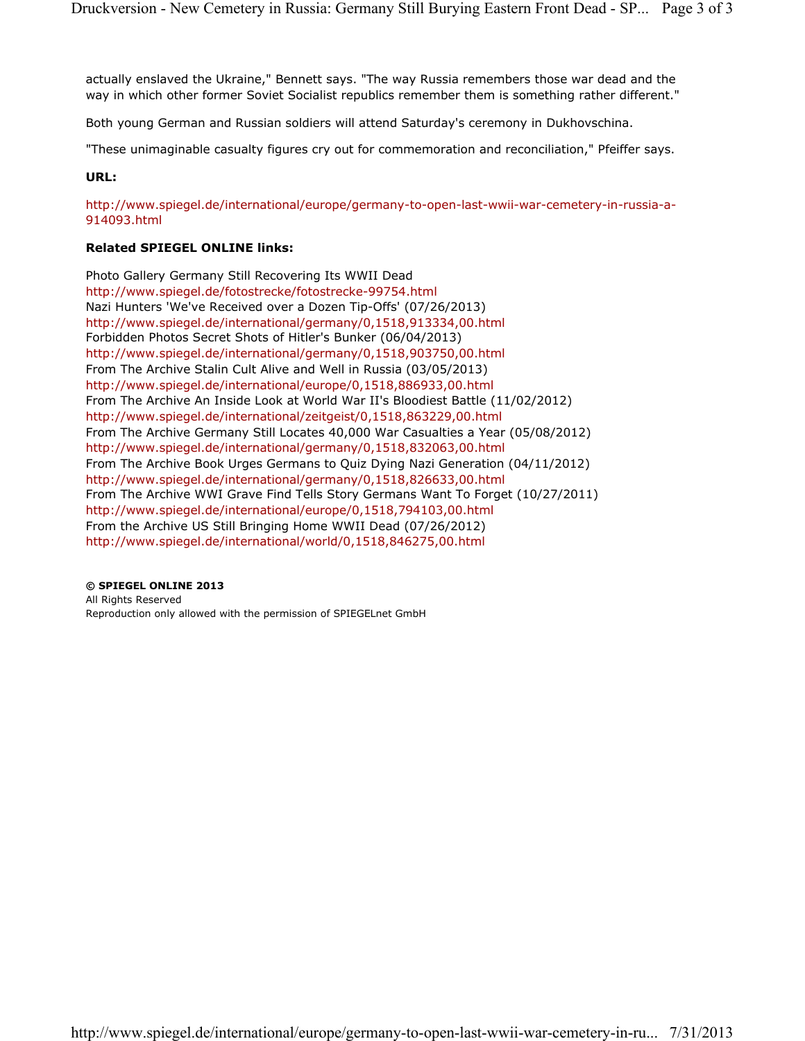actually enslaved the Ukraine," Bennett says. "The way Russia remembers those war dead and the way in which other former Soviet Socialist republics remember them is something rather different."

Both young German and Russian soldiers will attend Saturday's ceremony in Dukhovschina.

"These unimaginable casualty figures cry out for commemoration and reconciliation," Pfeiffer says.

**URL:**

http://www.spiegel.de/international/europe/germany-to-open-last-wwii-war-cemetery-in-russia-a-914093.html

**Related SPIEGEL ONLINE links:**

Photo Gallery Germany Still Recovering Its WWII Dead
http://www.spiegel.de/fotostrecke/fotostrecke-99754.html
Nazi Hunters 'We've Received over a Dozen Tip-Offs' (07/26/2013)
http://www.spiegel.de/international/germany/0,1518,913334,00.html
Forbidden Photos Secret Shots of Hitler's Bunker (06/04/2013)
http://www.spiegel.de/international/germany/0,1518,903750,00.html
From The Archive Stalin Cult Alive and Well in Russia (03/05/2013)
http://www.spiegel.de/international/europe/0,1518,886933,00.html
From The Archive An Inside Look at World War II's Bloodiest Battle (11/02/2012)
http://www.spiegel.de/international/zeitgeist/0,1518,863229,00.html
From The Archive Germany Still Locates 40,000 War Casualties a Year (05/08/2012)
http://www.spiegel.de/international/germany/0,1518,832063,00.html
From The Archive Book Urges Germans to Quiz Dying Nazi Generation (04/11/2012)
http://www.spiegel.de/international/germany/0,1518,826633,00.html
From The Archive WWI Grave Find Tells Story Germans Want To Forget (10/27/2011)
http://www.spiegel.de/international/europe/0,1518,794103,00.html
From the Archive US Still Bringing Home WWII Dead (07/26/2012)
http://www.spiegel.de/international/world/0,1518,846275,00.html

**© SPIEGEL ONLINE 2013**
All Rights Reserved
Reproduction only allowed with the permission of SPIEGELnet GmbH